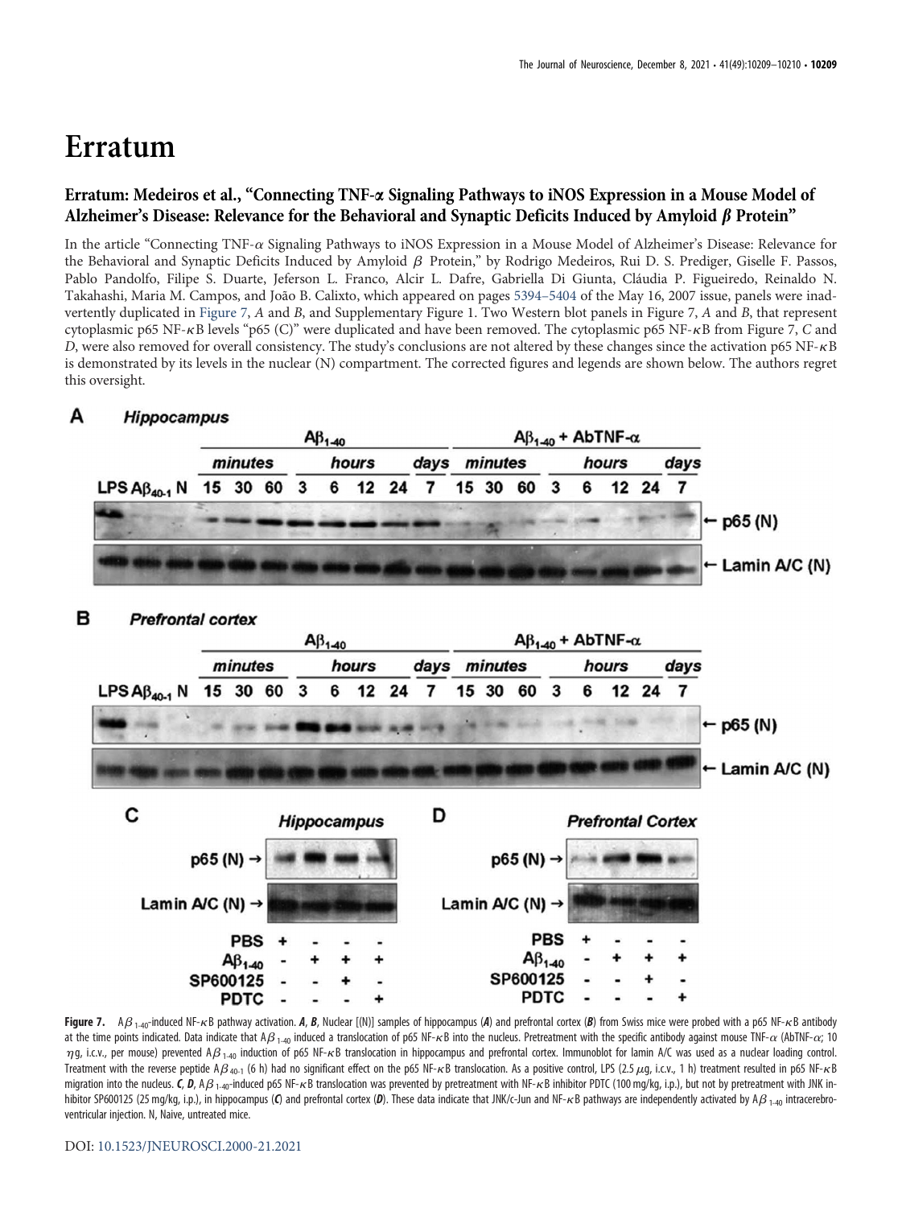# Erratum

## Erratum: Medeiros et al., "Connecting TNF-α Signaling Pathways to iNOS Expression in a Mouse Model of Alzheimer's Disease: Relevance for the Behavioral and Synaptic Deficits Induced by Amyloid β Protein"

In the article "Connecting TNF-$\alpha$ Signaling Pathways to iNOS Expression in a Mouse Model of Alzheimer's Disease: Relevance for the Behavioral and Synaptic Deficits Induced by Amyloid $\beta$ Protein," by Rodrigo Medeiros, Rui D. S. Prediger, Giselle F. Passos, Pablo Pandolfo, Filipe S. Duarte, Jeferson L. Franco, Alcir L. Dafre, Gabriella Di Giunta, Cláudia P. Figueiredo, Reinaldo N. Takahashi, Maria M. Campos, and João B. Calixto, which appeared on pages 5394–5404 of the May 16, 2007 issue, panels were inadvertently duplicated in Figure 7, *A* and *B*, and Supplementary Figure 1. Two Western blot panels in Figure 7, *A* and *B*, that represent cytoplasmic p65 NF-$\kappa$B levels "p65 (C)" were duplicated and have been removed. The cytoplasmic p65 NF-$\kappa$B from Figure 7, *C* and *D*, were also removed for overall consistency. The study's conclusions are not altered by these changes since the activation p65 NF-$\kappa$B is demonstrated by its levels in the nuclear (N) compartment. The corrected figures and legends are shown below. The authors regret this oversight.

**Figure 7.** A$\beta_{1-40}$-induced NF-$\kappa$B pathway activation. ***A***, ***B***, Nuclear [(N)] samples of hippocampus (***A***) and prefrontal cortex (***B***) from Swiss mice were probed with a p65 NF-$\kappa$B antibody at the time points indicated. Data indicate that A$\beta_{1-40}$ induced a translocation of p65 NF-$\kappa$B into the nucleus. Pretreatment with the specific antibody against mouse TNF-$\alpha$ (AbTNF-$\alpha$; 10 $\eta$g, i.c.v., per mouse) prevented A$\beta_{1-40}$ induction of p65 NF-$\kappa$B translocation in hippocampus and prefrontal cortex. Immunoblot for lamin A/C was used as a nuclear loading control. Treatment with the reverse peptide A$\beta_{40-1}$ (6 h) had no significant effect on the p65 NF-$\kappa$B translocation. As a positive control, LPS (2.5 $\mu$g, i.c.v., 1 h) treatment resulted in p65 NF-$\kappa$B migration into the nucleus. ***C***, ***D***, A$\beta_{1-40}$-induced p65 NF-$\kappa$B translocation was prevented by pretreatment with NF-$\kappa$B inhibitor PDTC (100 mg/kg, i.p.), but not by pretreatment with JNK inhibitor SP600125 (25 mg/kg, i.p.), in hippocampus (***C***) and prefrontal cortex (***D***). These data indicate that JNK/c-Jun and NF-$\kappa$B pathways are independently activated by A$\beta_{1-40}$ intracerebroventricular injection. N, Naive, untreated mice.

DOI: 10.1523/JNEUROSCI.2000-21.2021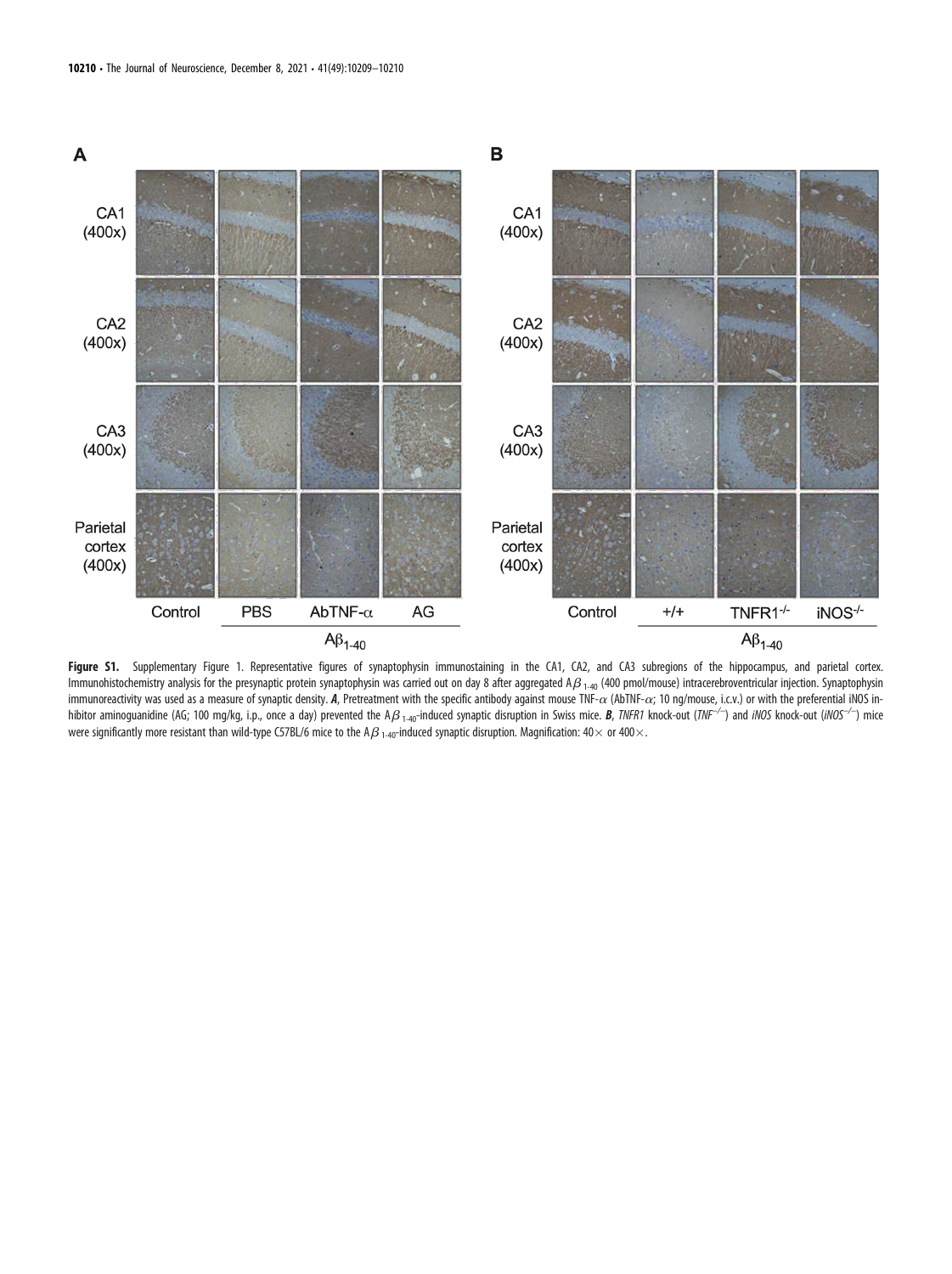A

CA1 (400x)

CA2 (400x)

CA3 (400x)

Parietal cortex (400x)

Control PBS AbTNF-α AG

$A\beta_{1-40}$

B

CA1 (400x)

CA2 (400x)

CA3 (400x)

Parietal cortex (400x)

Control +/+ $TNFR1^{-/-}$ $iNOS^{-/-}$

$A\beta_{1-40}$

**Figure S1.** Supplementary Figure 1. Representative figures of synaptophysin immunostaining in the CA1, CA2, and CA3 subregions of the hippocampus, and parietal cortex. Immunohistochemistry analysis for the presynaptic protein synaptophysin was carried out on day 8 after aggregated $A\beta_{1-40}$ (400 pmol/mouse) intracerebroventricular injection. Synaptophysin immunoreactivity was used as a measure of synaptic density. ***A***, Pretreatment with the specific antibody against mouse TNF-$\alpha$ (AbTNF-$\alpha$; 10 ng/mouse, i.c.v.) or with the preferential iNOS inhibitor aminoguanidine (AG; 100 mg/kg, i.p., once a day) prevented the $A\beta_{1-40}$-induced synaptic disruption in Swiss mice. ***B***, *TNFR1* knock-out (*$TNF^{-/-}$*) and *iNOS* knock-out (*$iNOS^{-/-}$*) mice were significantly more resistant than wild-type C57BL/6 mice to the $A\beta_{1-40}$-induced synaptic disruption. Magnification: 40× or 400×.